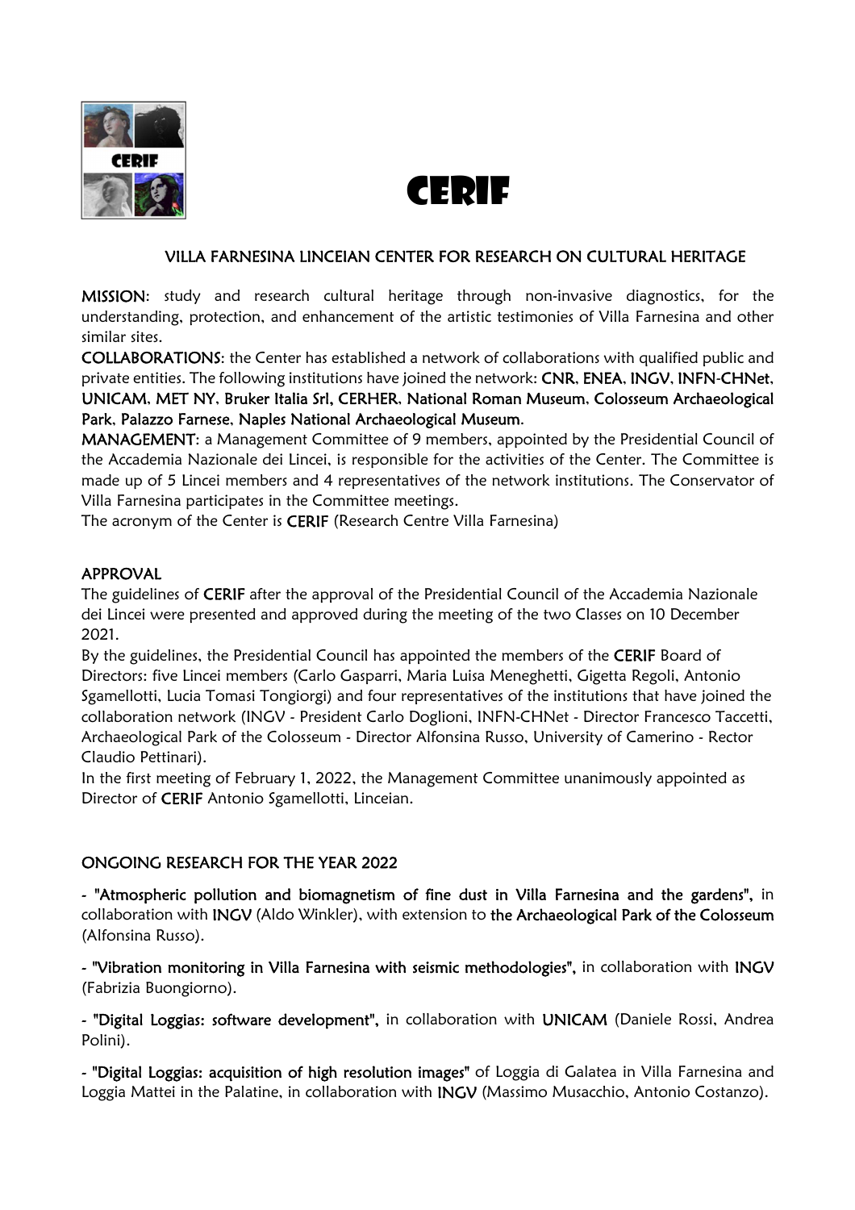# CERIF

## VILLA FARNESINA LINCEIAN CENTER FOR RESEARCH ON CULTURAL HERITAGE

**MISSION**: study and research cultural heritage through non-invasive diagnostics, for the understanding, protection, and enhancement of the artistic testimonies of Villa Farnesina and other similar sites.

**COLLABORATIONS**: the Center has established a network of collaborations with qualified public and private entities. The following institutions have joined the network: **CNR, ENEA, INGV, INFN-CHNet, UNICAM, MET NY, Bruker Italia Srl, CERHER, National Roman Museum, Colosseum Archaeological Park, Palazzo Farnese, Naples National Archaeological Museum.**

**MANAGEMENT**: a Management Committee of 9 members, appointed by the Presidential Council of the Accademia Nazionale dei Lincei, is responsible for the activities of the Center. The Committee is made up of 5 Lincei members and 4 representatives of the network institutions. The Conservator of Villa Farnesina participates in the Committee meetings.

The acronym of the Center is **CERIF** (Research Centre Villa Farnesina)

## APPROVAL

The guidelines of **CERIF** after the approval of the Presidential Council of the Accademia Nazionale dei Lincei were presented and approved during the meeting of the two Classes on 10 December 2021.

By the guidelines, the Presidential Council has appointed the members of the **CERIF** Board of Directors: five Lincei members (Carlo Gasparri, Maria Luisa Meneghetti, Gigetta Regoli, Antonio Sgamellotti, Lucia Tomasi Tongiorgi) and four representatives of the institutions that have joined the collaboration network (INGV - President Carlo Doglioni, INFN-CHNet - Director Francesco Taccetti, Archaeological Park of the Colosseum - Director Alfonsina Russo, University of Camerino - Rector Claudio Pettinari).

In the first meeting of February 1, 2022, the Management Committee unanimously appointed as Director of **CERIF** Antonio Sgamellotti, Linceian.

## ONGOING RESEARCH FOR THE YEAR 2022

- **"Atmospheric pollution and biomagnetism of fine dust in Villa Farnesina and the gardens"**, in collaboration with **INGV** (Aldo Winkler), with extension to **the Archaeological Park of the Colosseum** (Alfonsina Russo).

- **"Vibration monitoring in Villa Farnesina with seismic methodologies"**, in collaboration with **INGV** (Fabrizia Buongiorno).

- **"Digital Loggias: software development"**, in collaboration with **UNICAM** (Daniele Rossi, Andrea Polini).

- **"Digital Loggias: acquisition of high resolution images"** of Loggia di Galatea in Villa Farnesina and Loggia Mattei in the Palatine, in collaboration with **INGV** (Massimo Musacchio, Antonio Costanzo).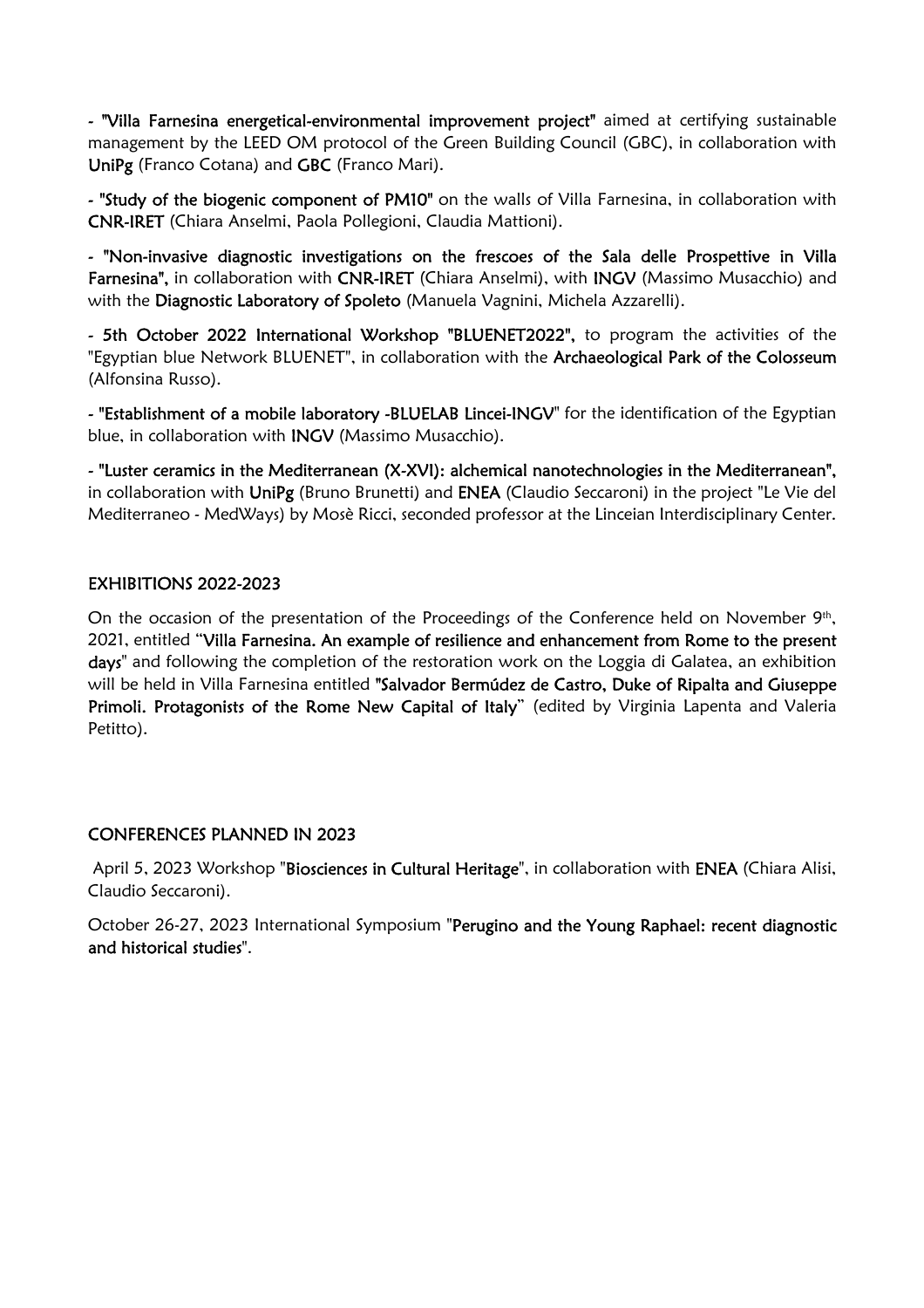- **"Villa Farnesina energetical-environmental improvement project"** aimed at certifying sustainable management by the LEED OM protocol of the Green Building Council (GBC), in collaboration with **UniPg** (Franco Cotana) and **GBC** (Franco Mari).

- **"Study of the biogenic component of PM10"** on the walls of Villa Farnesina, in collaboration with **CNR-IRET** (Chiara Anselmi, Paola Pollegioni, Claudia Mattioni).

- **"Non-invasive diagnostic investigations on the frescoes of the Sala delle Prospettive in Villa Farnesina",** in collaboration with **CNR-IRET** (Chiara Anselmi), with **INGV** (Massimo Musacchio) and with the **Diagnostic Laboratory of Spoleto** (Manuela Vagnini, Michela Azzarelli).

- **5th October 2022 International Workshop "BLUENET2022",** to program the activities of the "Egyptian blue Network BLUENET", in collaboration with the **Archaeological Park of the Colosseum** (Alfonsina Russo).

- **"Establishment of a mobile laboratory -BLUELAB Lincei-INGV"** for the identification of the Egyptian blue, in collaboration with **INGV** (Massimo Musacchio).

- **"Luster ceramics in the Mediterranean (X-XVI): alchemical nanotechnologies in the Mediterranean",** in collaboration with **UniPg** (Bruno Brunetti) and **ENEA** (Claudio Seccaroni) in the project "Le Vie del Mediterraneo - MedWays) by Mosè Ricci, seconded professor at the Linceian Interdisciplinary Center.

## EXHIBITIONS 2022-2023

On the occasion of the presentation of the Proceedings of the Conference held on November 9th, 2021, entitled "**Villa Farnesina. An example of resilience and enhancement from Rome to the present days**" and following the completion of the restoration work on the Loggia di Galatea, an exhibition will be held in Villa Farnesina entitled **"Salvador Bermúdez de Castro, Duke of Ripalta and Giuseppe Primoli. Protagonists of the Rome New Capital of Italy"** (edited by Virginia Lapenta and Valeria Petitto).

## CONFERENCES PLANNED IN 2023

April 5, 2023 Workshop "**Biosciences in Cultural Heritage**", in collaboration with **ENEA** (Chiara Alisi, Claudio Seccaroni).

October 26-27, 2023 International Symposium "**Perugino and the Young Raphael: recent diagnostic and historical studies**".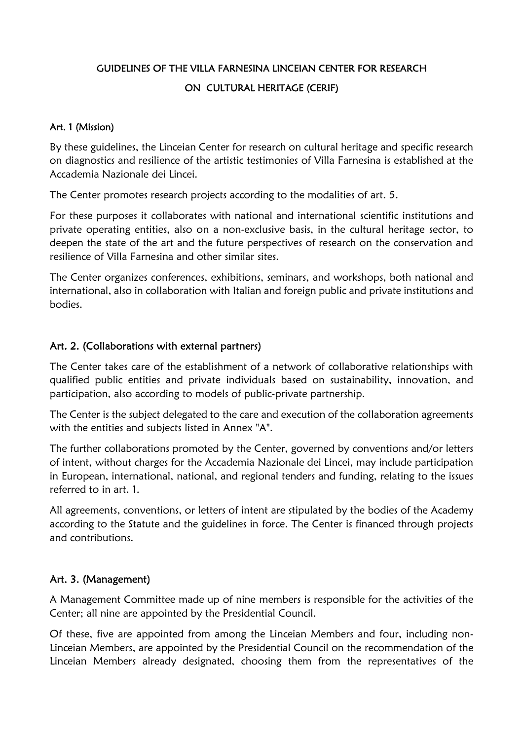# GUIDELINES OF THE VILLA FARNESINA LINCEIAN CENTER FOR RESEARCH ON CULTURAL HERITAGE (CERIF)

## Art. 1 (Mission)

By these guidelines, the Linceian Center for research on cultural heritage and specific research on diagnostics and resilience of the artistic testimonies of Villa Farnesina is established at the Accademia Nazionale dei Lincei.

The Center promotes research projects according to the modalities of art. 5.

For these purposes it collaborates with national and international scientific institutions and private operating entities, also on a non-exclusive basis, in the cultural heritage sector, to deepen the state of the art and the future perspectives of research on the conservation and resilience of Villa Farnesina and other similar sites.

The Center organizes conferences, exhibitions, seminars, and workshops, both national and international, also in collaboration with Italian and foreign public and private institutions and bodies.

## Art. 2. (Collaborations with external partners)

The Center takes care of the establishment of a network of collaborative relationships with qualified public entities and private individuals based on sustainability, innovation, and participation, also according to models of public-private partnership.

The Center is the subject delegated to the care and execution of the collaboration agreements with the entities and subjects listed in Annex "A".

The further collaborations promoted by the Center, governed by conventions and/or letters of intent, without charges for the Accademia Nazionale dei Lincei, may include participation in European, international, national, and regional tenders and funding, relating to the issues referred to in art. 1.

All agreements, conventions, or letters of intent are stipulated by the bodies of the Academy according to the Statute and the guidelines in force. The Center is financed through projects and contributions.

## Art. 3. (Management)

A Management Committee made up of nine members is responsible for the activities of the Center; all nine are appointed by the Presidential Council.

Of these, five are appointed from among the Linceian Members and four, including non-Linceian Members, are appointed by the Presidential Council on the recommendation of the Linceian Members already designated, choosing them from the representatives of the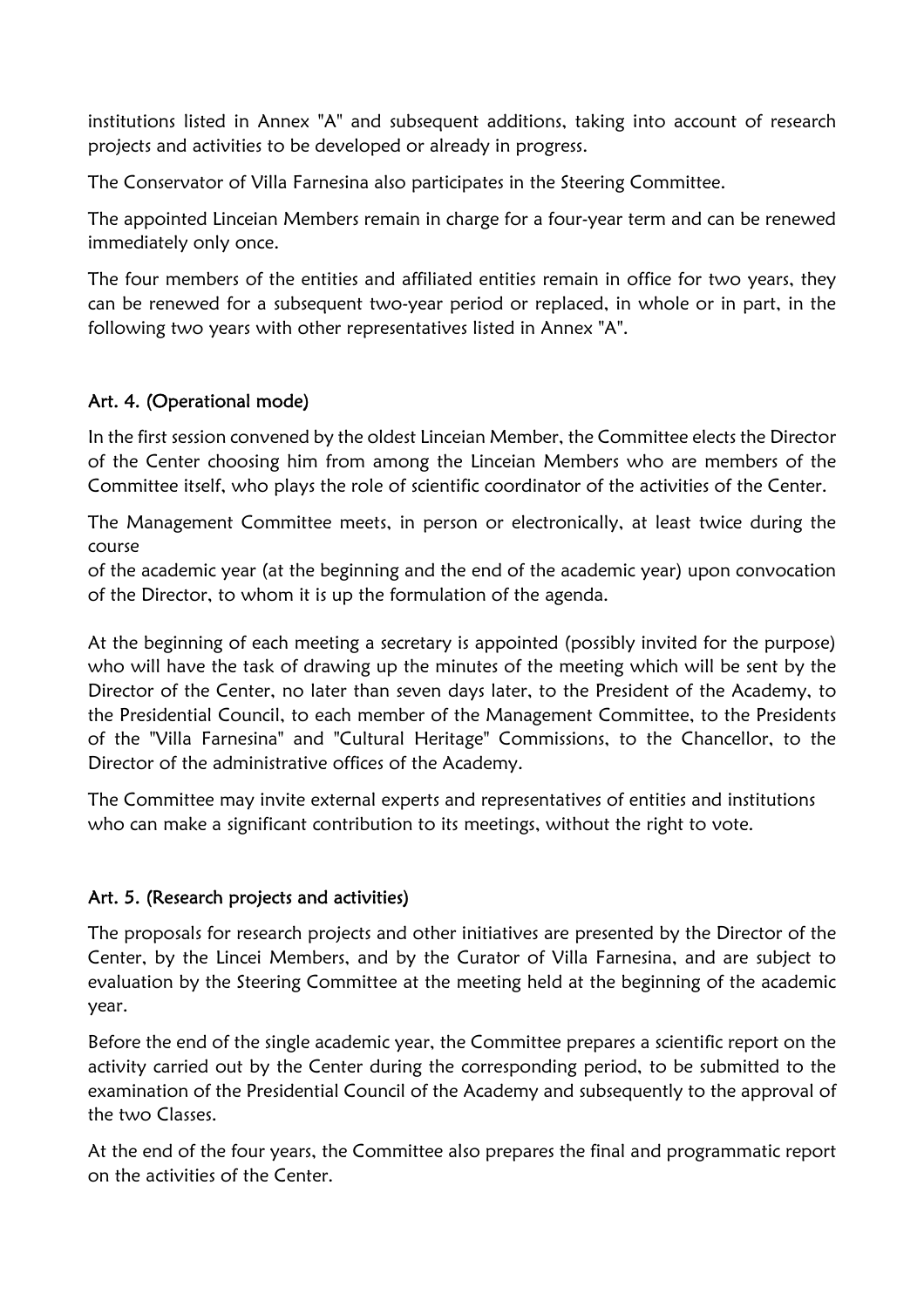institutions listed in Annex "A" and subsequent additions, taking into account of research projects and activities to be developed or already in progress.

The Conservator of Villa Farnesina also participates in the Steering Committee.

The appointed Linceian Members remain in charge for a four-year term and can be renewed immediately only once.

The four members of the entities and affiliated entities remain in office for two years, they can be renewed for a subsequent two-year period or replaced, in whole or in part, in the following two years with other representatives listed in Annex "A".

## Art. 4. (Operational mode)

In the first session convened by the oldest Linceian Member, the Committee elects the Director of the Center choosing him from among the Linceian Members who are members of the Committee itself, who plays the role of scientific coordinator of the activities of the Center.

The Management Committee meets, in person or electronically, at least twice during the course
of the academic year (at the beginning and the end of the academic year) upon convocation of the Director, to whom it is up the formulation of the agenda.

At the beginning of each meeting a secretary is appointed (possibly invited for the purpose) who will have the task of drawing up the minutes of the meeting which will be sent by the Director of the Center, no later than seven days later, to the President of the Academy, to the Presidential Council, to each member of the Management Committee, to the Presidents of the "Villa Farnesina" and "Cultural Heritage" Commissions, to the Chancellor, to the Director of the administrative offices of the Academy.

The Committee may invite external experts and representatives of entities and institutions who can make a significant contribution to its meetings, without the right to vote.

## Art. 5. (Research projects and activities)

The proposals for research projects and other initiatives are presented by the Director of the Center, by the Lincei Members, and by the Curator of Villa Farnesina, and are subject to evaluation by the Steering Committee at the meeting held at the beginning of the academic year.

Before the end of the single academic year, the Committee prepares a scientific report on the activity carried out by the Center during the corresponding period, to be submitted to the examination of the Presidential Council of the Academy and subsequently to the approval of the two Classes.

At the end of the four years, the Committee also prepares the final and programmatic report on the activities of the Center.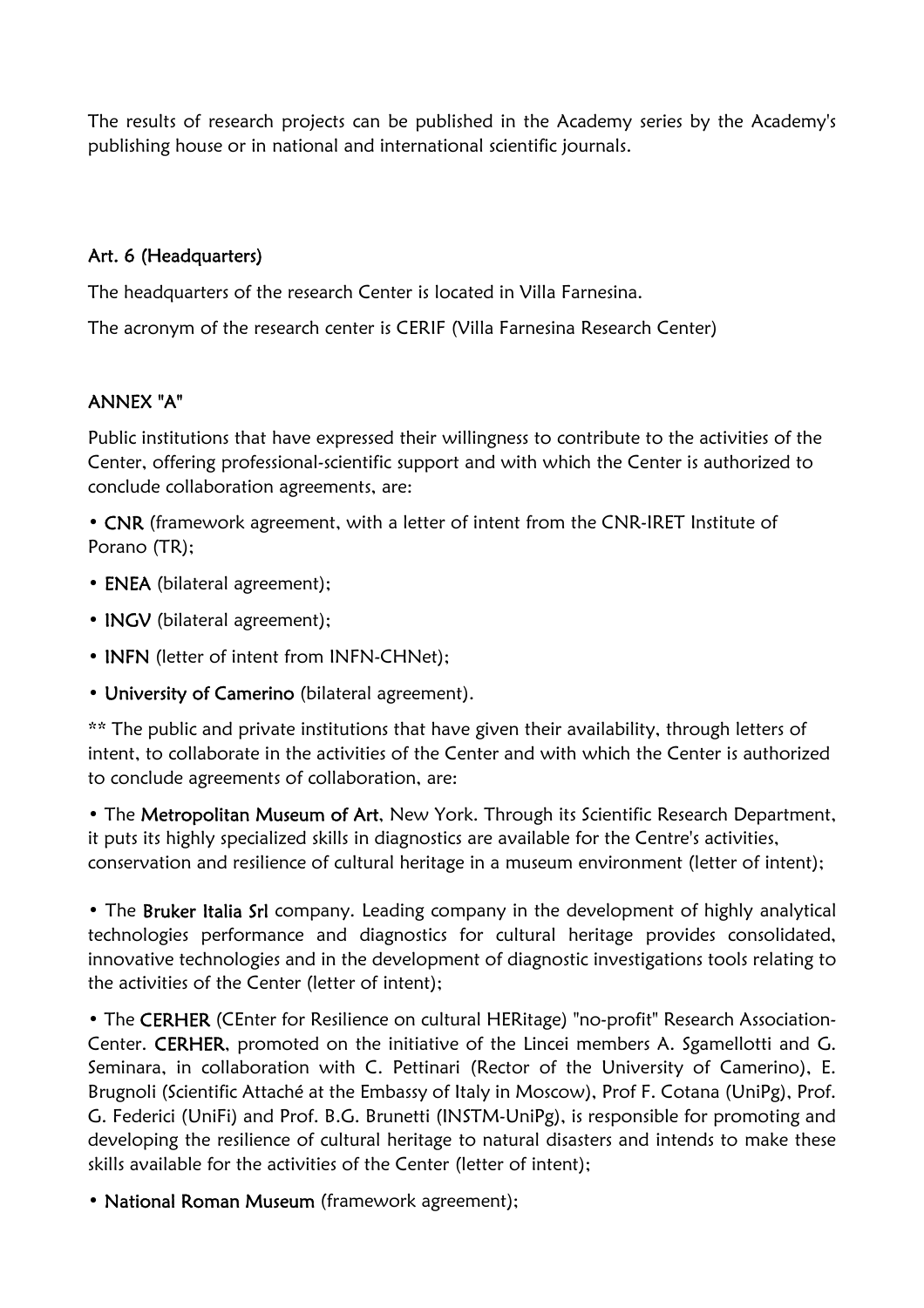The results of research projects can be published in the Academy series by the Academy's publishing house or in national and international scientific journals.

## Art. 6 (Headquarters)

The headquarters of the research Center is located in Villa Farnesina.

The acronym of the research center is CERIF (Villa Farnesina Research Center)

## ANNEX "A"

Public institutions that have expressed their willingness to contribute to the activities of the Center, offering professional-scientific support and with which the Center is authorized to conclude collaboration agreements, are:

- **CNR** (framework agreement, with a letter of intent from the CNR-IRET Institute of Porano (TR);
- **ENEA** (bilateral agreement);
- **INGV** (bilateral agreement);
- **INFN** (letter of intent from INFN-CHNet);
- **University of Camerino** (bilateral agreement).

** The public and private institutions that have given their availability, through letters of intent, to collaborate in the activities of the Center and with which the Center is authorized to conclude agreements of collaboration, are:

- The **Metropolitan Museum of Art**, New York. Through its Scientific Research Department, it puts its highly specialized skills in diagnostics are available for the Centre's activities, conservation and resilience of cultural heritage in a museum environment (letter of intent);
- The **Bruker Italia Srl** company. Leading company in the development of highly analytical technologies performance and diagnostics for cultural heritage provides consolidated, innovative technologies and in the development of diagnostic investigations tools relating to the activities of the Center (letter of intent);
- The **CERHER** (CEnter for Resilience on cultural HERitage) "no-profit" Research Association-Center. **CERHER**, promoted on the initiative of the Lincei members A. Sgamellotti and G. Seminara, in collaboration with C. Pettinari (Rector of the University of Camerino), E. Brugnoli (Scientific Attaché at the Embassy of Italy in Moscow), Prof F. Cotana (UniPg), Prof. G. Federici (UniFi) and Prof. B.G. Brunetti (INSTM-UniPg), is responsible for promoting and developing the resilience of cultural heritage to natural disasters and intends to make these skills available for the activities of the Center (letter of intent);
- **National Roman Museum** (framework agreement);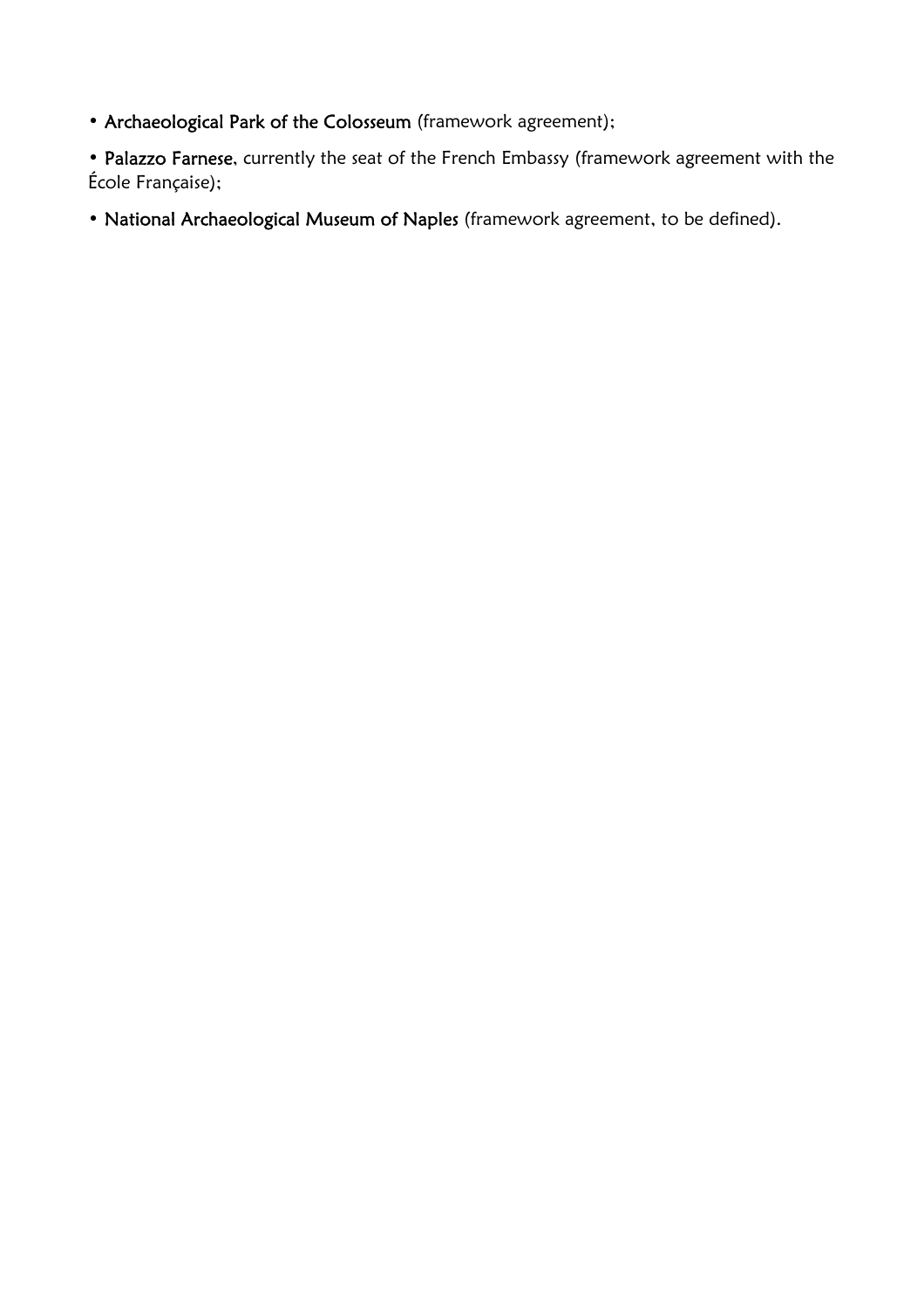- **Archaeological Park of the Colosseum** (framework agreement);
- **Palazzo Farnese**, currently the seat of the French Embassy (framework agreement with the École Française);
- **National Archaeological Museum of Naples** (framework agreement, to be defined).